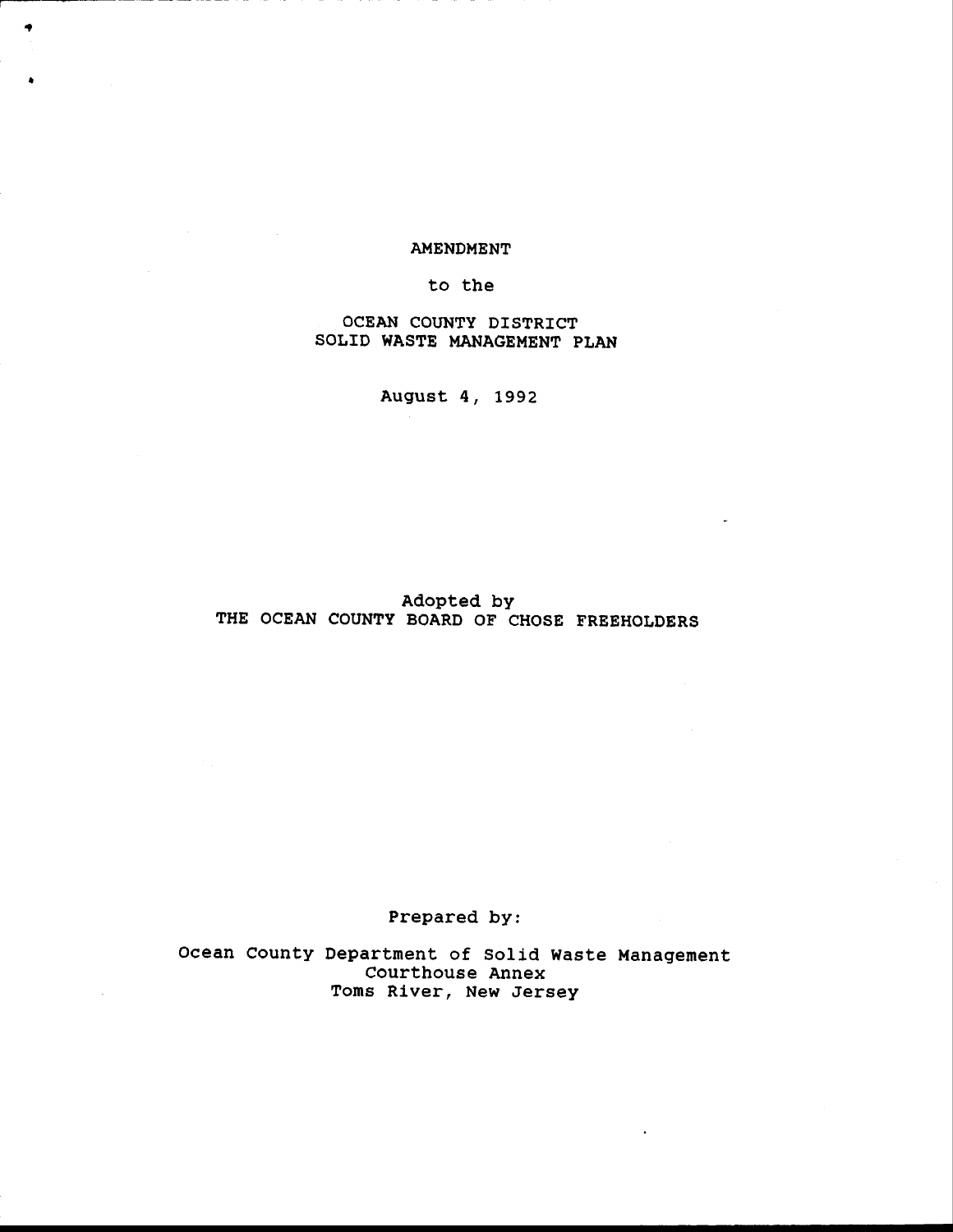# AMENDMENT

to the

## OCEAN COUNTY DISTRICT SOLID WASTE MANAGEMENT PLAN

August 4, 1992

Adopted by
THE OCEAN COUNTY BOARD OF CHOSE FREEHOLDERS

Prepared by:

Ocean County Department of Solid Waste Management
Courthouse Annex
Toms River, New Jersey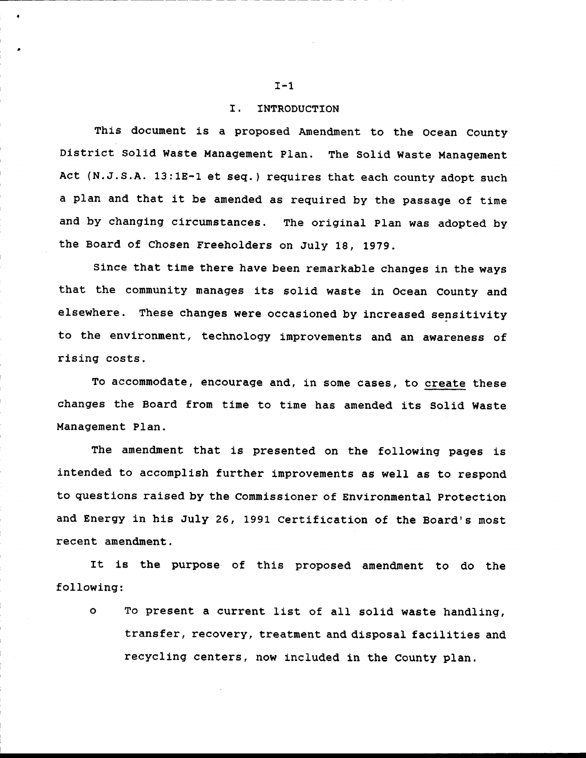# I. INTRODUCTION

This document is a proposed Amendment to the Ocean County District Solid Waste Management Plan. The Solid Waste Management Act (N.J.S.A. 13:1E-1 et seq.) requires that each county adopt such a plan and that it be amended as required by the passage of time and by changing circumstances. The original Plan was adopted by the Board of Chosen Freeholders on July 18, 1979.

Since that time there have been remarkable changes in the ways that the community manages its solid waste in Ocean County and elsewhere. These changes were occasioned by increased sensitivity to the environment, technology improvements and an awareness of rising costs.

To accommodate, encourage and, in some cases, to create these changes the Board from time to time has amended its Solid Waste Management Plan.

The amendment that is presented on the following pages is intended to accomplish further improvements as well as to respond to questions raised by the Commissioner of Environmental Protection and Energy in his July 26, 1991 Certification of the Board's most recent amendment.

It is the purpose of this proposed amendment to do the following:

- To present a current list of all solid waste handling, transfer, recovery, treatment and disposal facilities and recycling centers, now included in the County plan.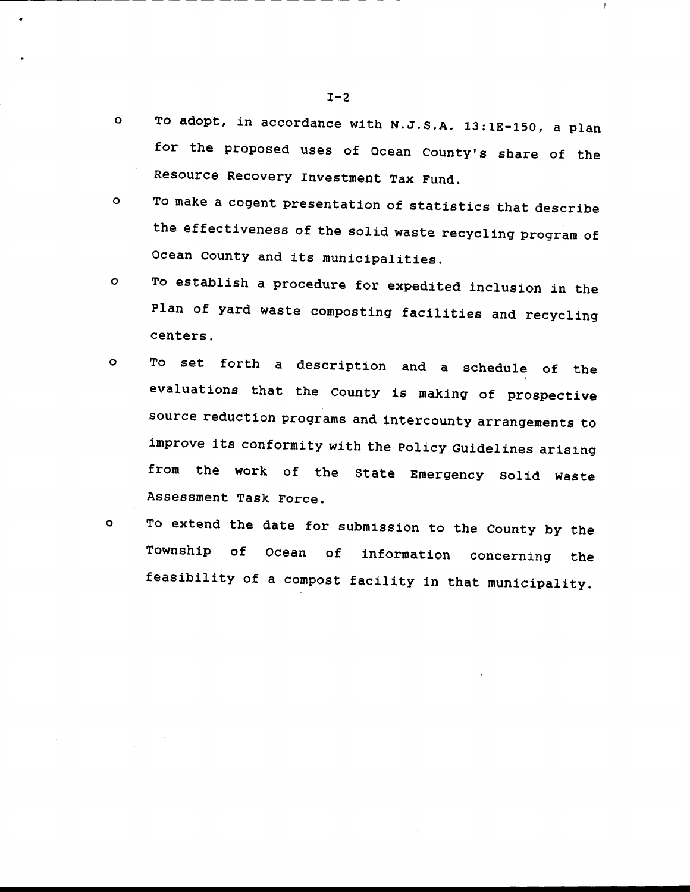- To adopt, in accordance with N.J.S.A. 13:1E-150, a plan for the proposed uses of Ocean County's share of the Resource Recovery Investment Tax Fund.
- To make a cogent presentation of statistics that describe the effectiveness of the solid waste recycling program of Ocean County and its municipalities.
- To establish a procedure for expedited inclusion in the Plan of yard waste composting facilities and recycling centers.
- To set forth a description and a schedule of the evaluations that the County is making of prospective source reduction programs and intercounty arrangements to improve its conformity with the Policy Guidelines arising from the work of the State Emergency Solid Waste Assessment Task Force.
- To extend the date for submission to the County by the Township of Ocean of information concerning the feasibility of a compost facility in that municipality.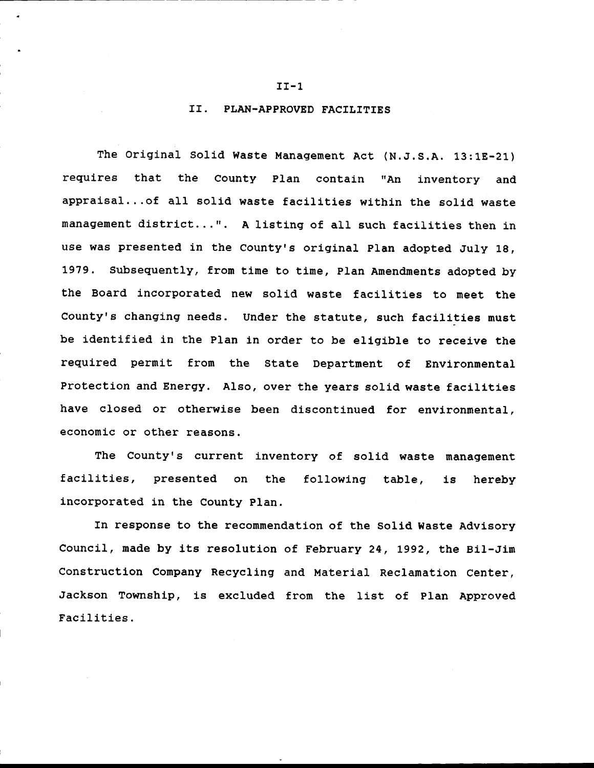## II. PLAN-APPROVED FACILITIES

The Original Solid Waste Management Act (N.J.S.A. 13:1E-21) requires that the County Plan contain "An inventory and appraisal...of all solid waste facilities within the solid waste management district...". A listing of all such facilities then in use was presented in the County's original Plan adopted July 18, 1979. Subsequently, from time to time, Plan Amendments adopted by the Board incorporated new solid waste facilities to meet the County's changing needs. Under the statute, such facilities must be identified in the Plan in order to be eligible to receive the required permit from the State Department of Environmental Protection and Energy. Also, over the years solid waste facilities have closed or otherwise been discontinued for environmental, economic or other reasons.

The County's current inventory of solid waste management facilities, presented on the following table, is hereby incorporated in the County Plan.

In response to the recommendation of the Solid Waste Advisory Council, made by its resolution of February 24, 1992, the Bil-Jim Construction Company Recycling and Material Reclamation Center, Jackson Township, is excluded from the list of Plan Approved Facilities.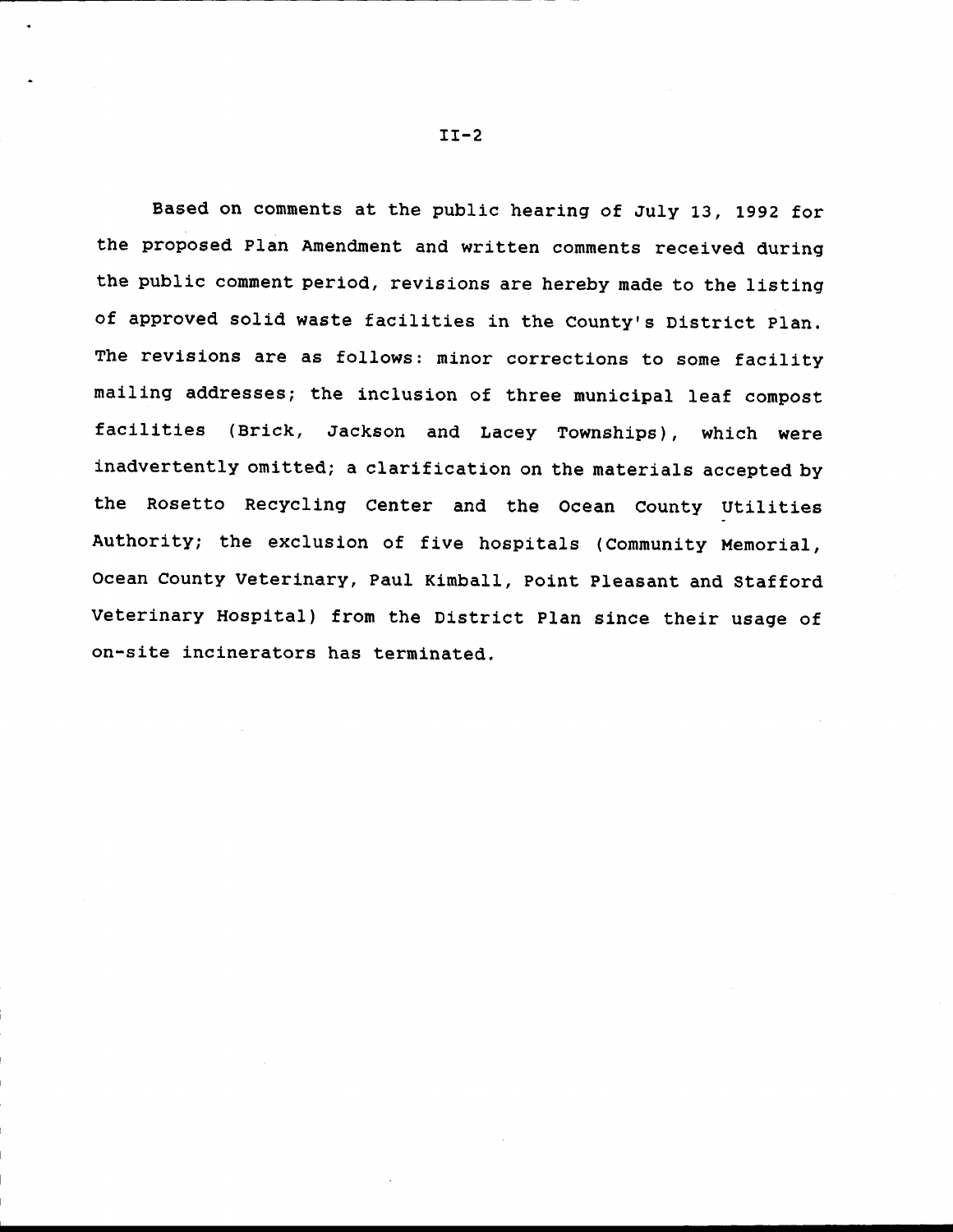Based on comments at the public hearing of July 13, 1992 for the proposed Plan Amendment and written comments received during the public comment period, revisions are hereby made to the listing of approved solid waste facilities in the County's District Plan. The revisions are as follows: minor corrections to some facility mailing addresses; the inclusion of three municipal leaf compost facilities (Brick, Jackson and Lacey Townships), which were inadvertently omitted; a clarification on the materials accepted by the Rosetto Recycling Center and the Ocean County Utilities Authority; the exclusion of five hospitals (Community Memorial, Ocean County Veterinary, Paul Kimball, Point Pleasant and Stafford Veterinary Hospital) from the District Plan since their usage of on-site incinerators has terminated.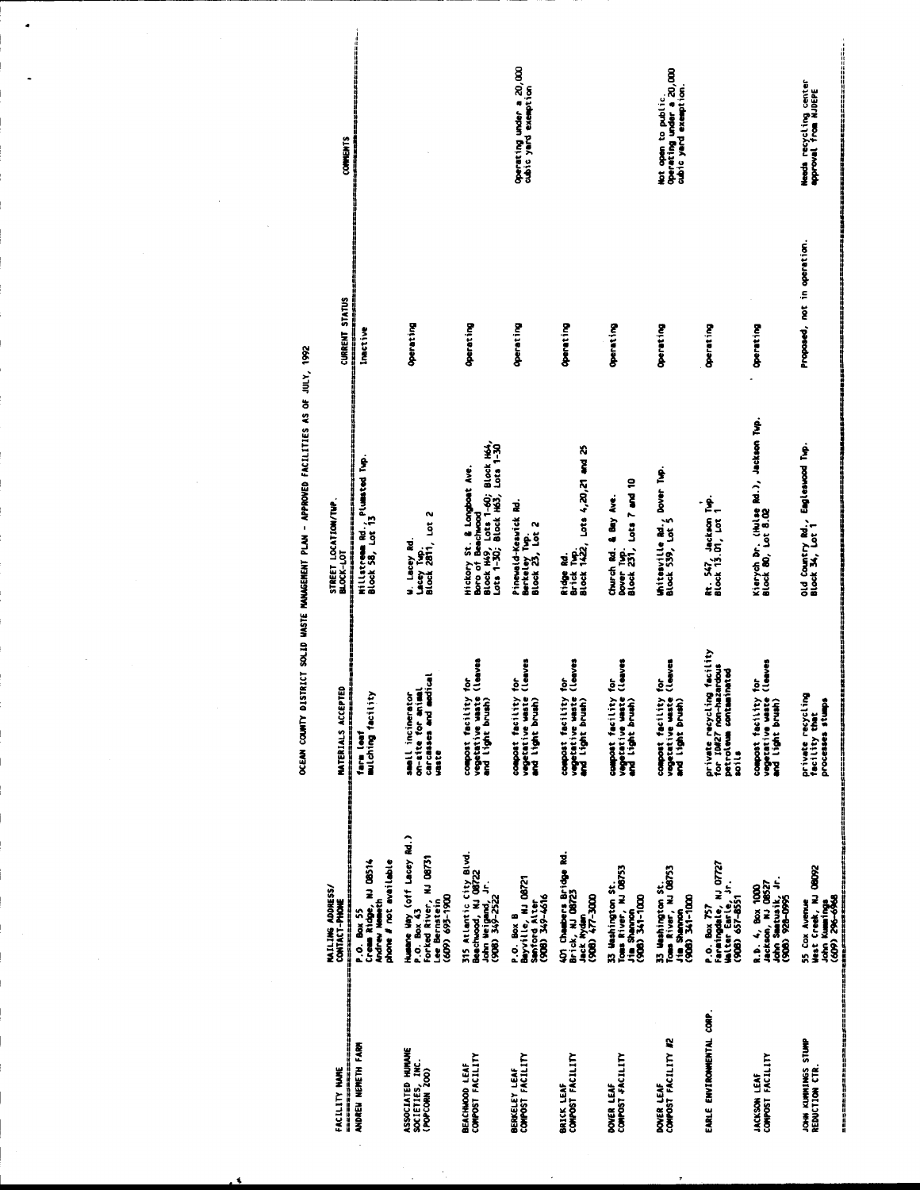# OCEAN COUNTY DISTRICT SOLID WASTE MANAGEMENT PLAN - APPROVED FACILITIES AS OF JULY, 1992

| FACILITY NAME | MAILING ADDRESS/ CONTACT-PHONE | MATERIALS ACCEPTED | STREET LOCATION/TWP. BLOCK-LOT | CURRENT STATUS | COMMENTS |
|---|---|---|---|---|---|
| ANDREW NEMETH FARM | P.O. Box 55 Cream Ridge, NJ 08514 Andrew Nemeth phone # not available | farm leaf mulching facility | Millstream Rd., Plumsted Twp. Block 58, Lot 13 | Inactive | |
| ASSOCIATED HUMANE SOCIETIES, INC. (POPCORN ZOO) | Humane Way (off Lacey Rd.) P.O. Box 43 Forked River, NJ 08731 Lee Bernstein (609) 693-1900 | small incinerator on-site for animal carcasses and medical waste | W. Lacey Rd. Lacey Twp. Block 2811, Lot 2 | Operating | |
| BEACHWOOD LEAF COMPOST FACILITY | 315 Atlantic City Blvd. Beachwood, NJ 08722 John Weigand, Jr. (908) 349-2522 | compost facility for vegetative waste (leaves and light brush) | Hickory St. & Longboat Ave. Boro of Beachwood Block H49, Lots 1-60; Block H64, Lots 1-30; Block H63, Lots 1-30 | Operating | |
| BERKELEY LEAF COMPOST FACILITY | P.O. Box B Bayville, NJ 08721 Sanford Alter (908) 349-4616 | compost facility for vegetative waste (leaves and light brush) | Pinewald-Keswick Rd. Berkeley Twp. Block 23, Lot 2 | Operating | Operating under a 20,000 cubic yard exemption |
| BRICK LEAF COMPOST FACILITY | 401 Chambers Bridge Rd. Brick, NJ 08723 Jack Nydan (908) 477-3000 | compost facility for vegetative waste (leaves and light brush) | Ridge Rd. Brick Twp. Block 1422, Lots 4,20,21 and 25 | Operating | |
| DOVER LEAF COMPOST FACILITY | 33 Washington St. Toms River, NJ 08753 Jim Shannon (908) 341-1000 | compost facility for vegetative waste (leaves and light brush) | Church Rd. & Bay Ave. Dover Twp. Block 231, Lots 7 and 10 | Operating | |
| DOVER LEAF COMPOST FACILITY #2 | 33 Washington St. Toms River, NJ 08753 Jim Shannon (908) 341-1000 | compost facility for vegetative waste (leaves and light brush) | Whitesville Rd., Dover Twp. Block 539, Lot 5 | Operating | Not open to public. Operating under a 20,000 cubic yard exemption. |
| EARLE ENVIRONMENTAL CORP. | P.O. Box 757 Farmingdale, NJ 07727 Walter Earle, Jr. (908) 657-8551 | private recycling facility for ID#27 non-hazardous petroleum contaminated soils | Rt. 547, Jackson Twp. Block 13.01, Lot 1 | Operating | |
| JACKSON LEAF COMPOST FACILITY | R.D. 4, Box 1000 Jackson, NJ 08527 John Samtusik, Jr. (908) 928-0995 | compost facility for vegetative waste (leaves and light brush) | Kierych Dr. (Hulse Rd.), Jackson Twp. Block 80, Lot 8.02 | Operating | |
| JOHN KUMMINGS STUMP REDUCTION CTR. | 55 Cox Avenue West Creek, NJ 08092 John Kummings (609) 296-6968 | private recycling facility that processes stumps | Old Country Rd., Eagleswood Twp. Block 34, Lot 1 | Proposed, not in operation. | Needs recycling center approval from NJDEPE |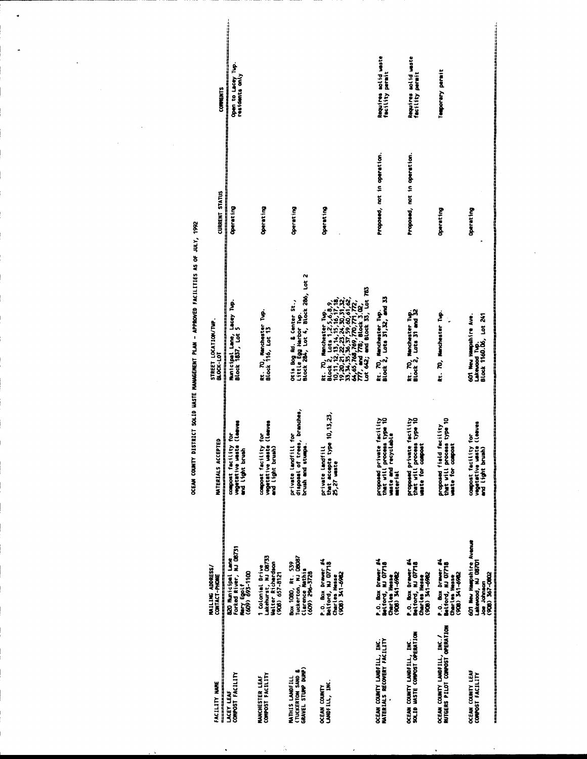## OCEAN COUNTY DISTRICT SOLID WASTE MANAGEMENT PLAN - APPROVED FACILITIES AS OF JULY, 1992

| FACILITY NAME | MAILING ADDRESS/ CONTACT-PHONE | MATERIALS ACCEPTED | STREET LOCATION/TWP. BLOCK-LOT | CURRENT STATUS | COMMENTS |
|---|---|---|---|---|---|
| LACEY LEAF COMPOST FACILITY | 820 Municipal Lane Forked River, NJ 08731 Mary Egolf (609) 693-1100 | compost facility for vegetative waste (leaves and light brush | Municipal Lane, Lacey Twp. Block 1837, Lot 5 | Operating | Open to Lacey Twp. residents only |
| MANCHESTER LEAF COMPOST FACILITY | 1 Colonial Drive Lakehurst, NJ 08733 Walter Richardson (908) 657-8121 | compost facility for vegetative waste (leaves and light brush) | Rt. 70, Manchester Twp. Block 116, Lot 13 | Operating | |
| MATHIS LANDFILL (TUCKERTON SAND & GRAVEL STUMP DUMP) | Box 1080, Rt. 539 Tuckerton, NJ 08087 Clarence Mathis (609) 296-3728 | private landfill for disposal of trees, branches, brush and stumps. | Otis Bog Rd. & Center St., Little Egg Harbor Twp. Block 284, Lot 4, Block 286, Lot 2 | Operating | |
| OCEAN COUNTY LANDFILL, INC. | P.O. Box Drawer #4 Belford, NJ 07718 Charles Hesse (908) 341-6982 | private landfill that accepts type 10,13,23, 25,27 waste | Rt. 70, Manchester Twp. Block 2, Lots 1,2,5,6,8,9, 10,11,12,13,14,15,16,17,18, 19,20,21,22,23,24,30,31,32, 33,34,35,36,37,59,60,61,62, 64,65,768,769,770,771,772, 777, and 778; Block 3.02, Lot 642; and Block 33, Lot 783 | Operating | |
| OCEAN COUNTY LANDFILL, INC. MATERIALS RECOVERY FACILITY | P.O. Box Drawer #4 Belford, NJ 07718 Charles Hesse (908) 341-6982 | proposed private facility that will process type 10 waste and recyclable material | Rt. 70, Manchester Twp. Block 2, Lots 31,32, and 33 | Proposed, not in operation. | Requires solid waste facility permit |
| OCEAN COUNTY LANDFILL, INC. SOLID WASTE COMPOST OPERATION | P.O. Box Drawer #4 Belford, NJ 07718 Charles Hesse (908) 341-6982 | proposed private facility that will process type 10 waste for compost | Rt. 70, Manchester Twp. Block 2, Lots 31 and 32 | Proposed, not in operation. | Requires solid waste facility permit |
| OCEAN COUNTY LANDFILL, INC./ RUTGERS PILOT COMPOST OPERATION | P.O. Box Drawer #4 Belford, NJ 07718 Charles Hesse (908) 341-6982 | proposed field facility that will process type 10 waste for compost | Rt. 70, Manchester Twp. | Operating | Temporary permit |
| OCEAN COUNTY LEAF COMPOST FACILITY | 601 New Hampshire Avenue Lakewood, NJ 08701 Joe Johnson (908) 367-0802 | compost facility for vegetative waste (leaves and light brush) | 601 New Hampshire Ave. Lakewood Twp. Block 1160.06, Lot 241 | Operating | |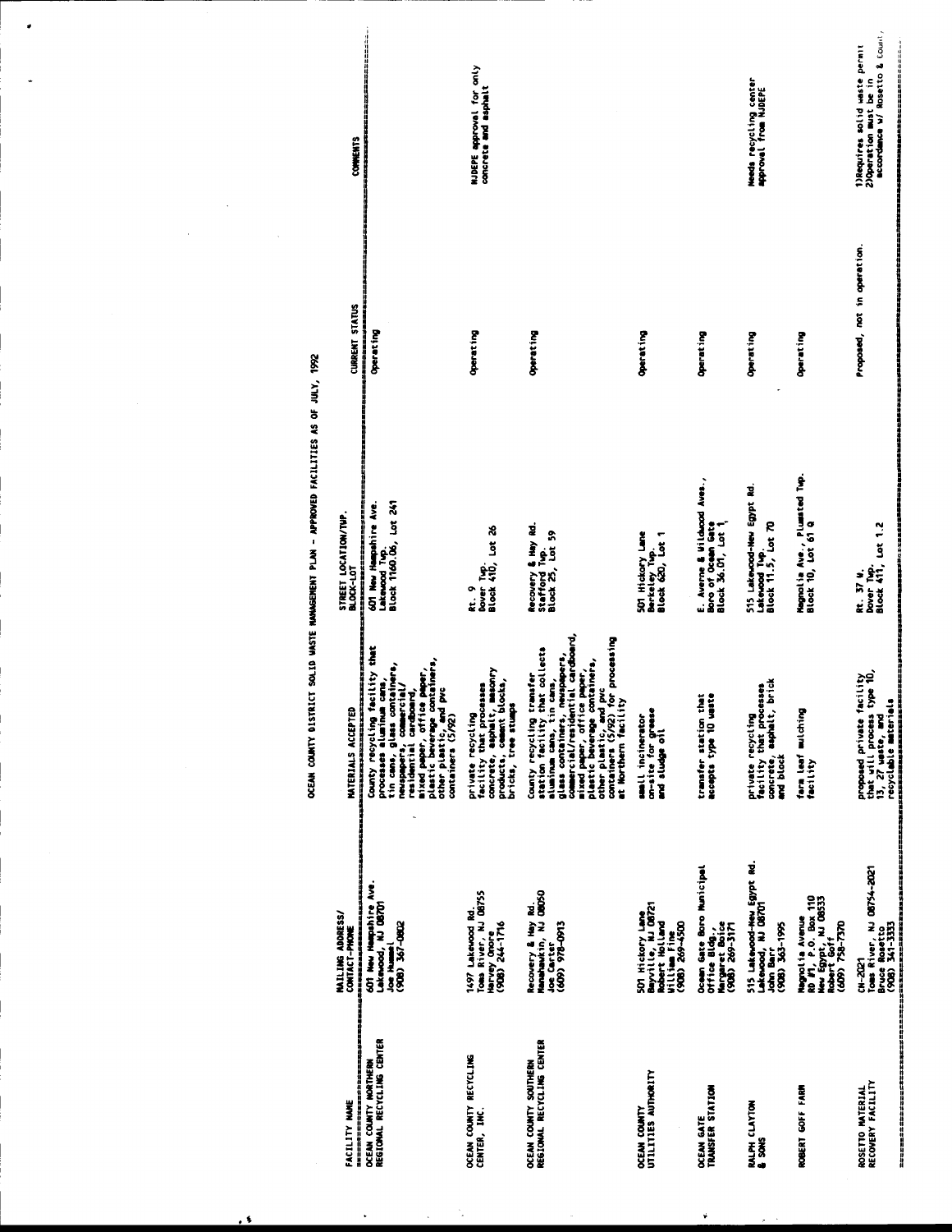# OCEAN COUNTY DISTRICT SOLID WASTE MANAGEMENT PLAN - APPROVED FACILITIES AS OF JULY, 1992

| FACILITY NAME | MAILING ADDRESS/ CONTACT-PHONE | MATERIALS ACCEPTED | STREET LOCATION/TWP. BLOCK-LOT | CURRENT STATUS | COMMENTS |
|---|---|---|---|---|---|
| OCEAN COUNTY NORTHERN REGIONAL RECYCLING CENTER | 601 New Hampshire Ave. Lakewood, NJ 08701 Joe Hummel (908) 367-0802 | County recycling facility that processes aluminum cans, tin cans, glass containers, newspapers, commercial/ residential cardboard, mixed paper, office paper, plastic beverage containers, other plastic, and pvc containers (5/92) | 601 New Hampshire Ave. Lakewood Twp. Block 1160.06, Lot 241 | Operating | |
| OCEAN COUNTY RECYCLING CENTER, INC. | 1497 Lakewood Rd. Toms River, NJ 08755 Harvey Onore (908) 244-1716 | private recycling facility that processes concrete, asphalt, masonry products, cement blocks, bricks, tree stumps | Rt. 9 Dover Twp. Block 410, Lot 26 | Operating | NJDEPE approval for only concrete and asphalt |
| OCEAN COUNTY SOUTHERN REGIONAL RECYCLING CENTER | Recovery & Hay Rd. Manahawkin, NJ 08050 Joe Carter (609) 978-0913 | County recycling transfer station facility that collects aluminum cans, tin cans, glass containers, newspapers, commercial/residential cardboard, mixed paper, office paper, plastic beverage containers, other plastic, and pvc containers (5/92) for processing at Northern facility | Recovery & Hay Rd. Stafford Twp. Block 25, Lot 59 | Operating | |
| OCEAN COUNTY UTILITIES AUTHORITY | 501 Hickory Lane Bayville, NJ 08721 Robert Holland William Fine (908) 269-4500 | small incinerator on-site for grease and sludge oil | 501 Hickory Lane Berkeley Twp. Block 620, Lot 1 | Operating | |
| OCEAN GATE TRANSFER STATION | Ocean Gate Boro Municipal Office Bldg. Margaret Boice (908) 269-3171 | transfer station that accepts type 10 waste | E. Avenue & Wildwood Aves., Boro of Ocean Gate Block 36.01, Lot 1 | Operating | |
| RALPH CLAYTON & SONS | 515 Lakewood-New Egypt Rd. Lakewood, NJ 08701 John Barr (908) 363-1995 | private recycling facility that processes concrete, asphalt, brick and block | 515 Lakewood-New Egypt Rd. Lakewood Twp. Block 11.5, Lot 70 | Operating | Needs recycling center approval from NJDEPE |
| ROBERT GOFF FARM | Magnolia Avenue RD #1, P.O. Box 110 New Egypt, NJ 08533 Robert Goff (609) 758-7370 | farm leaf mulching facility | Magnolia Ave., Plumsted Twp. Block 10, Lot 61 Q | Operating | |
| ROSETTO MATERIAL RECOVERY FACILITY | CN-2021 Toms River, NJ 08754-2021 Bruce Rosetto (908) 341-3333 | proposed private facility that will process type 10, 13, 27 waste, and recyclable materials | Rt. 37 W. Dover Twp. Block 411, Lot 1.2 | Proposed, not in operation. | 1)Requires solid waste permit 2)Operation must be in accordance w/ Rosetto & County |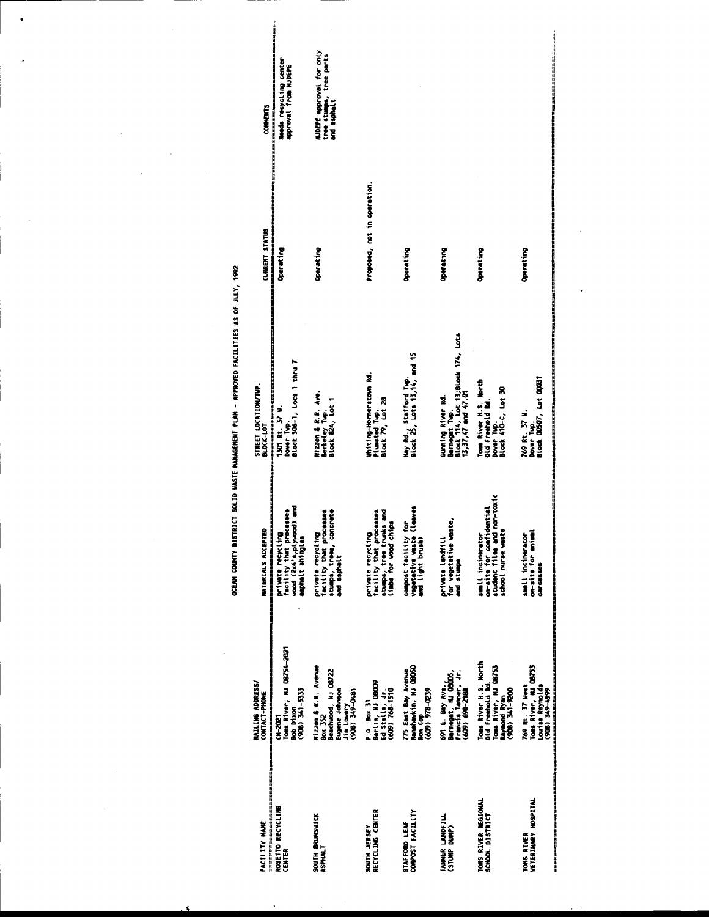OCEAN COUNTY DISTRICT SOLID WASTE MANAGEMENT PLAN - APPROVED FACILITIES AS OF JULY, 1992

| FACILITY NAME | MAILING ADDRESS/ CONTACT-PHONE | MATERIALS ACCEPTED | STREET LOCATION/TWP. BLOCK-LOT | CURRENT STATUS | COMMENTS |
|---|---|---|---|---|---|
| ROSETTO RECYCLING CENTER | CN-2021 Toms River, NJ 08754-2021 Bob Dixon (908) 341-3333 | private recycling facility that processes wood (2x4's,plywood) and asphalt shingles | 1301 Rt. 37 W. Dover Twp. Block 506-1, Lots 1 thru 7 | Operating | Needs recycling center approval from NJDEPE |
| SOUTH BRUNSWICK ASPHALT | Mizzen & R.R. Avenue Box 352 Beachwood, NJ 08722 Eugene Johnson Jim Lowery (908) 349-0481 | private recycling facility that processes stumps, trees, concrete and asphalt | Mizzen & R.R. Ave. Berkeley Twp. Block 824, Lot 1 | Operating | NJDEPE approval for only tree stumps, tree parts and asphalt |
| SOUTH JERSEY RECYCLING CENTER | P.O. Box 31 Berlin, NJ 08009 Ed Stella, Jr. (609) 768-1510 | private recycling facility that processes stumps, tree trunks and limbs for wood chips | Whiting-Hornerstown Rd. Plumsted Twp. Block 79, Lot 28 | Proposed, not in operation. | |
| STAFFORD LEAF COMPOST FACILITY | 775 East Bay Avenue Manahawkin, NJ 08050 Ron Cop (609) 978-0239 | compost facility for vegetative waste (leaves and light brush) | Hay Rd., Stafford Twp. Block 25, Lots 13,14, and 15 | Operating | |
| TANNER LANDFILL (STUMP DUMP) | 691 E. Bay Ave., Barnegat, NJ 08005, Francis Tanner, Jr. (609) 698-2188 | private landfill for vegetative waste, and stumps | Gunning River Rd. Barnegat Twp. Block 114, Lot 13;Block 174, Lots 13,37,47 and 47.01 | Operating | |
| TOMS RIVER REGIONAL SCHOOL DISTRICT | Toms River H.S. North Old Freehold Rd. Toms River, NJ 08753 Raymond Ryan (908) 341-9200 | small incinerator on-site for confidential student files and non-toxic school nurse waste | Toms River H.S. North Old Freehold Rd. Dover Twp. Block 410-C, Lot 30 | Operating | |
| TOMS RIVER VETERINARY HOSPITAL | 769 Rt. 37 West Toms River, NJ 08753 Louise Reynolds (908) 349-4599 | small incinerator on-site for animal carcasses | 769 Rt. 37 W. Dover Twp. Block 00507, Lot 00031 | Operating | |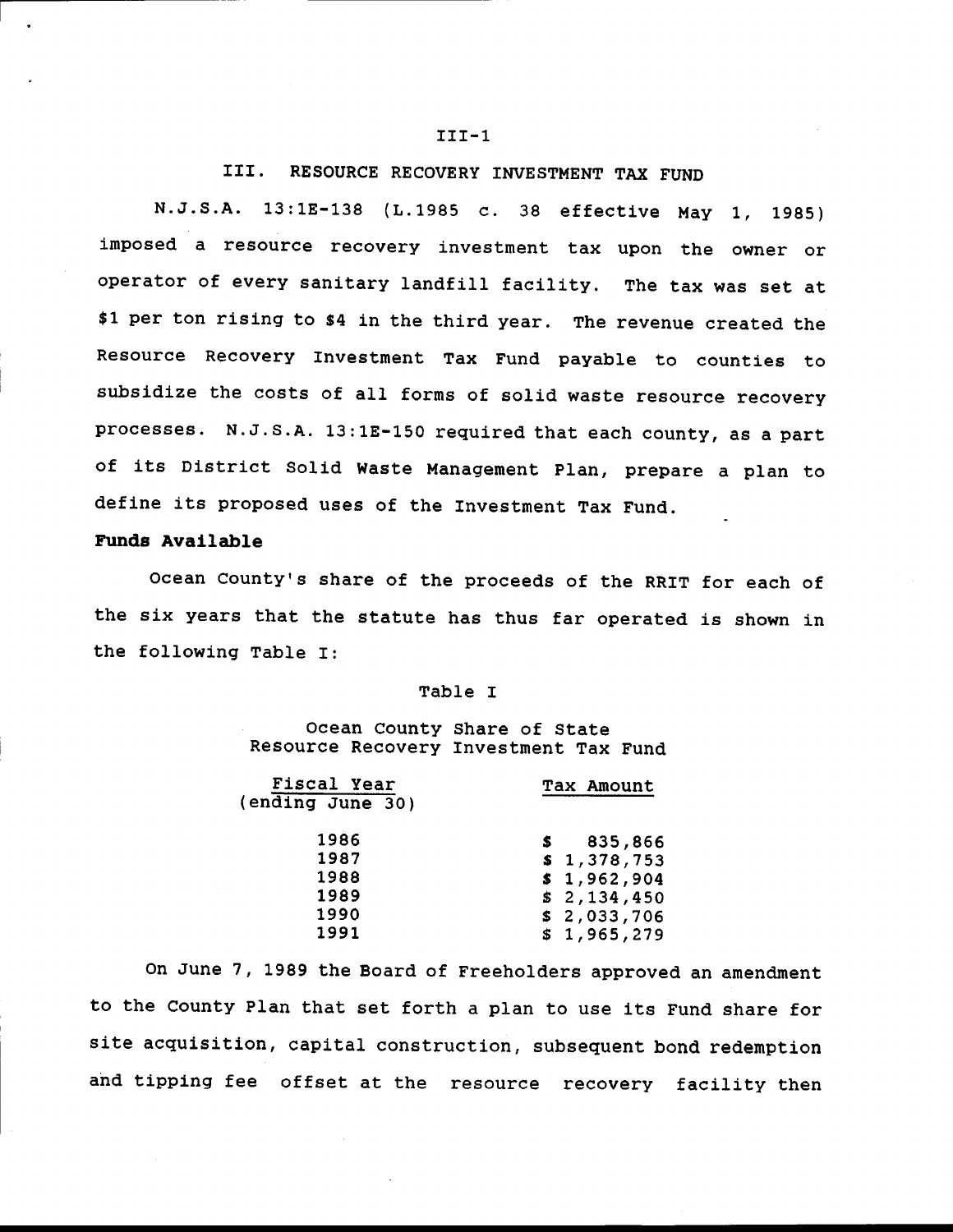## III. RESOURCE RECOVERY INVESTMENT TAX FUND

N.J.S.A. 13:1E-138 (L.1985 c. 38 effective May 1, 1985) imposed a resource recovery investment tax upon the owner or operator of every sanitary landfill facility. The tax was set at $1 per ton rising to $4 in the third year. The revenue created the Resource Recovery Investment Tax Fund payable to counties to subsidize the costs of all forms of solid waste resource recovery processes. N.J.S.A. 13:1E-150 required that each county, as a part of its District Solid Waste Management Plan, prepare a plan to define its proposed uses of the Investment Tax Fund.

**Funds Available**

Ocean County's share of the proceeds of the RRIT for each of the six years that the statute has thus far operated is shown in the following Table I:

Table I

Ocean County Share of State
Resource Recovery Investment Tax Fund

| Fiscal Year (ending June 30) | Tax Amount |
|---|---|
| 1986 | $ 835,866 |
| 1987 | $ 1,378,753 |
| 1988 | $ 1,962,904 |
| 1989 | $ 2,134,450 |
| 1990 | $ 2,033,706 |
| 1991 | $ 1,965,279 |

On June 7, 1989 the Board of Freeholders approved an amendment to the County Plan that set forth a plan to use its Fund share for site acquisition, capital construction, subsequent bond redemption and tipping fee offset at the resource recovery facility then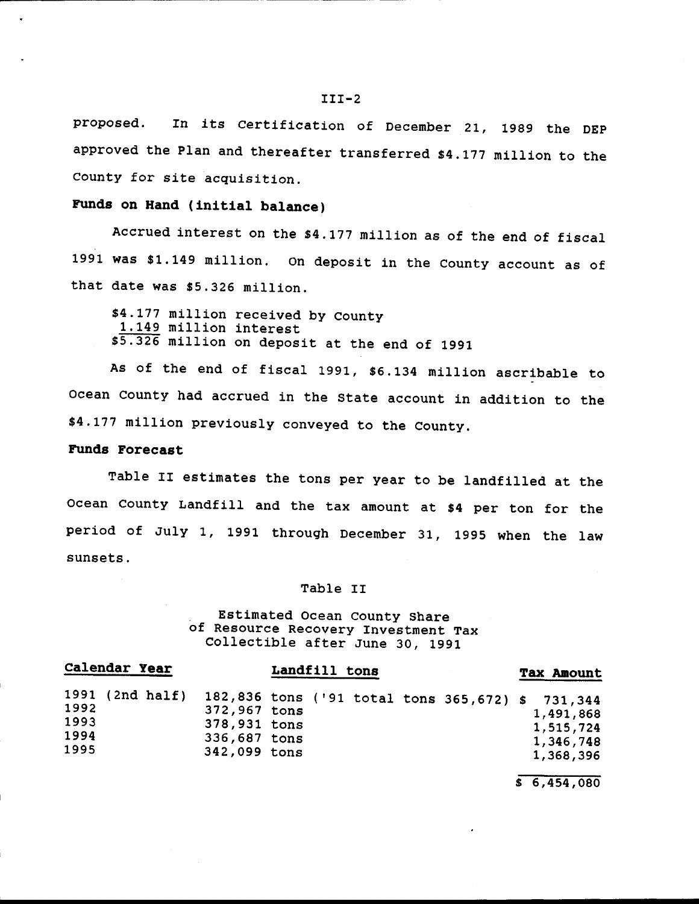proposed. In its Certification of December 21, 1989 the DEP approved the Plan and thereafter transferred $4.177 million to the County for site acquisition.

**Funds on Hand (initial balance)**

Accrued interest on the $4.177 million as of the end of fiscal 1991 was $1.149 million. On deposit in the County account as of that date was $5.326 million.

$4.177 million received by County
<u>1.149</u> million interest
$5.326 million on deposit at the end of 1991

As of the end of fiscal 1991, $6.134 million ascribable to Ocean County had accrued in the State account in addition to the $4.177 million previously conveyed to the County.

**Funds Forecast**

Table II estimates the tons per year to be landfilled at the Ocean County Landfill and the tax amount at $4 per ton for the period of July 1, 1991 through December 31, 1995 when the law sunsets.

Table II

Estimated Ocean County Share of Resource Recovery Investment Tax Collectible after June 30, 1991

| Calendar Year | Landfill tons | Tax Amount |
|---|---|---|
| 1991 (2nd half) | 182,836 tons ('91 total tons 365,672) | $ 731,344 |
| 1992 | 372,967 tons | 1,491,868 |
| 1993 | 378,931 tons | 1,515,724 |
| 1994 | 336,687 tons | 1,346,748 |
| 1995 | 342,099 tons | 1,368,396 |
| | | $ 6,454,080 |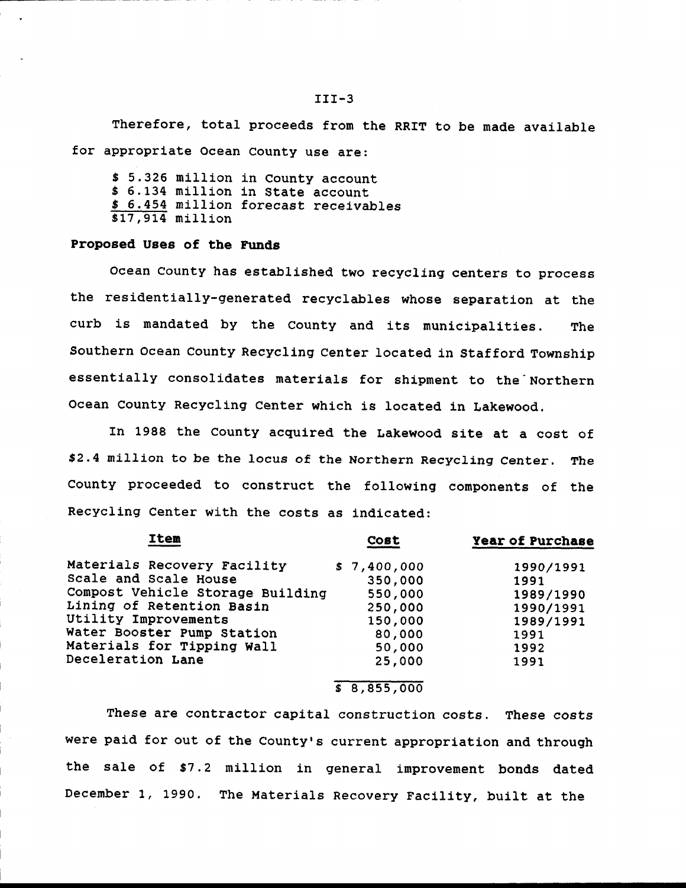Therefore, total proceeds from the RRIT to be made available for appropriate Ocean County use are:

$ 5.326 million in County account
$ 6.134 million in State account
$ 6.454 million forecast receivables
$17,914 million

**Proposed Uses of the Funds**

Ocean County has established two recycling centers to process the residentially-generated recyclables whose separation at the curb is mandated by the County and its municipalities. The Southern Ocean County Recycling Center located in Stafford Township essentially consolidates materials for shipment to the Northern Ocean County Recycling Center which is located in Lakewood.

In 1988 the County acquired the Lakewood site at a cost of $2.4 million to be the locus of the Northern Recycling Center. The County proceeded to construct the following components of the Recycling Center with the costs as indicated:

| Item | Cost | Year of Purchase |
|---|---|---|
| Materials Recovery Facility | $ 7,400,000 | 1990/1991 |
| Scale and Scale House | 350,000 | 1991 |
| Compost Vehicle Storage Building | 550,000 | 1989/1990 |
| Lining of Retention Basin | 250,000 | 1990/1991 |
| Utility Improvements | 150,000 | 1989/1991 |
| Water Booster Pump Station | 80,000 | 1991 |
| Materials for Tipping Wall | 50,000 | 1992 |
| Deceleration Lane | 25,000 | 1991 |
| | $ 8,855,000 | |

These are contractor capital construction costs. These costs were paid for out of the County's current appropriation and through the sale of $7.2 million in general improvement bonds dated December 1, 1990. The Materials Recovery Facility, built at the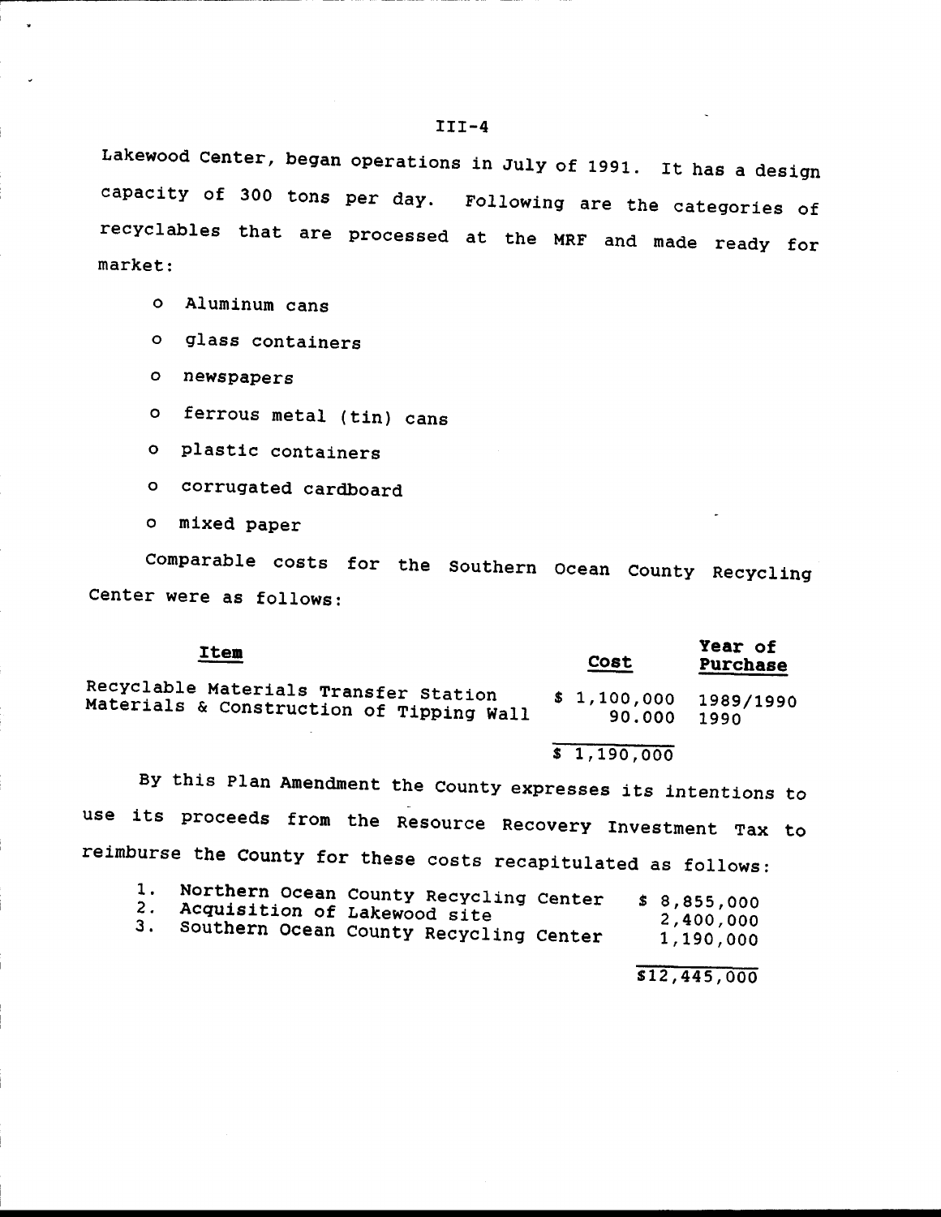Lakewood Center, began operations in July of 1991. It has a design capacity of 300 tons per day. Following are the categories of recyclables that are processed at the MRF and made ready for market:

- o Aluminum cans
- o glass containers
- o newspapers
- o ferrous metal (tin) cans
- o plastic containers
- o corrugated cardboard
- o mixed paper

Comparable costs for the Southern Ocean County Recycling Center were as follows:

| Item | Cost | Year of Purchase |
|---|---|---|
| Recyclable Materials Transfer Station | $ 1,100,000 | 1989/1990 |
| Materials & Construction of Tipping Wall | 90.000 | 1990 |
| | $ 1,190,000 | |

By this Plan Amendment the County expresses its intentions to use its proceeds from the Resource Recovery Investment Tax to reimburse the County for these costs recapitulated as follows:

| | | |
|---|---|---|
| 1. | Northern Ocean County Recycling Center | $ 8,855,000 |
| 2. | Acquisition of Lakewood site | 2,400,000 |
| 3. | Southern Ocean County Recycling Center | 1,190,000 |
| | | $12,445,000 |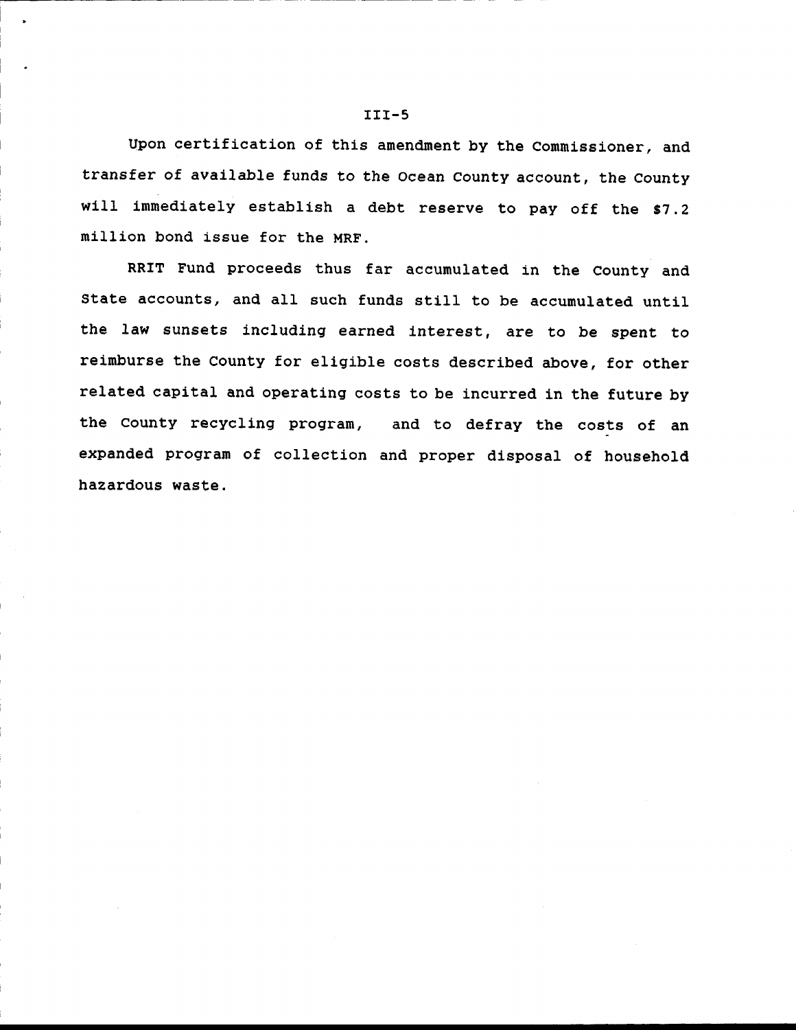Upon certification of this amendment by the Commissioner, and transfer of available funds to the Ocean County account, the County will immediately establish a debt reserve to pay off the $7.2 million bond issue for the MRF.

RRIT Fund proceeds thus far accumulated in the County and State accounts, and all such funds still to be accumulated until the law sunsets including earned interest, are to be spent to reimburse the County for eligible costs described above, for other related capital and operating costs to be incurred in the future by the County recycling program, and to defray the costs of an expanded program of collection and proper disposal of household hazardous waste.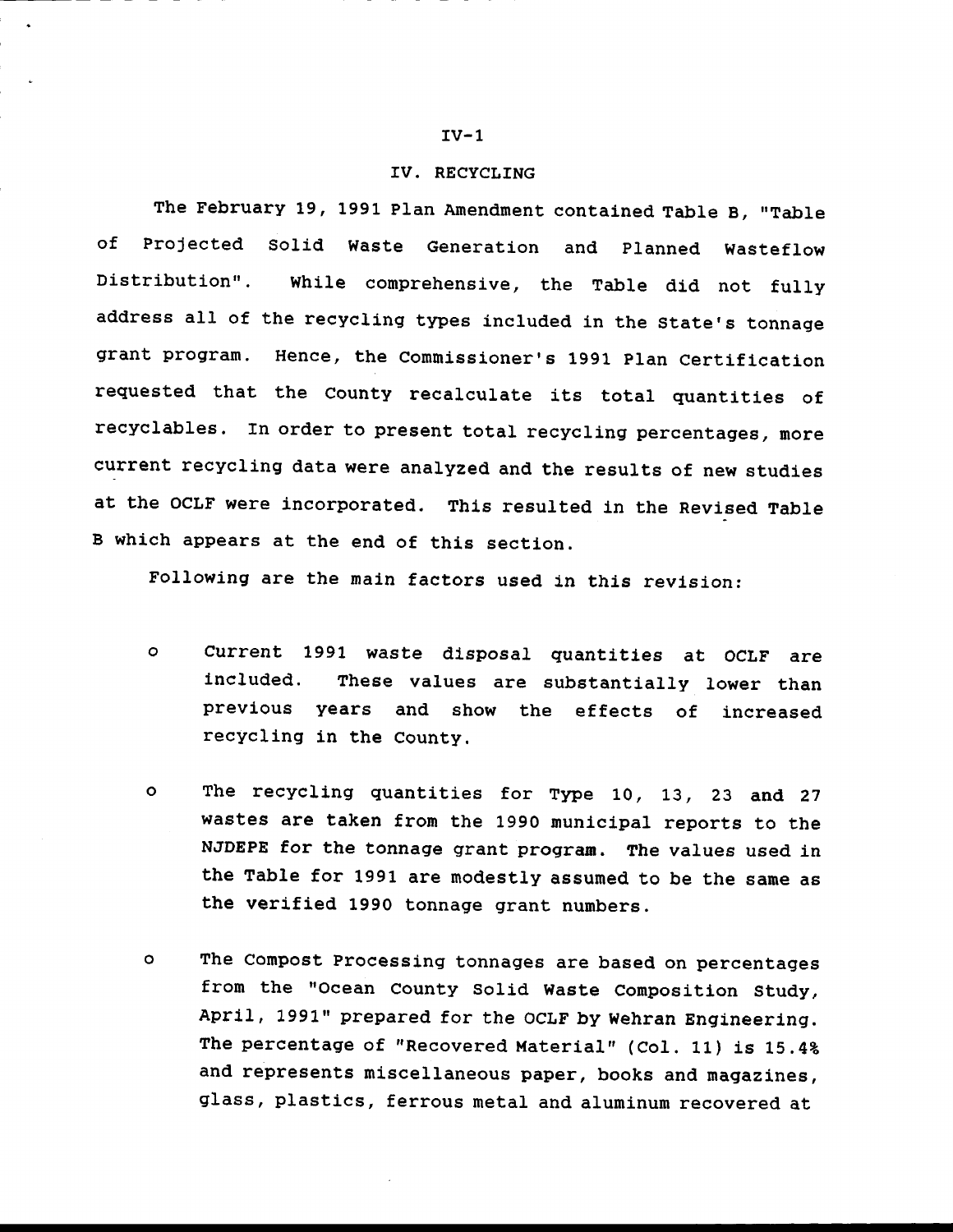# IV. RECYCLING

The February 19, 1991 Plan Amendment contained Table B, "Table of Projected Solid Waste Generation and Planned Wasteflow Distribution". While comprehensive, the Table did not fully address all of the recycling types included in the State's tonnage grant program. Hence, the Commissioner's 1991 Plan Certification requested that the County recalculate its total quantities of recyclables. In order to present total recycling percentages, more current recycling data were analyzed and the results of new studies at the OCLF were incorporated. This resulted in the Revised Table B which appears at the end of this section.

Following are the main factors used in this revision:

- Current 1991 waste disposal quantities at OCLF are included. These values are substantially lower than previous years and show the effects of increased recycling in the County.

- The recycling quantities for Type 10, 13, 23 and 27 wastes are taken from the 1990 municipal reports to the NJDEPE for the tonnage grant program. The values used in the Table for 1991 are modestly assumed to be the same as the verified 1990 tonnage grant numbers.

- The Compost Processing tonnages are based on percentages from the "Ocean County Solid Waste Composition Study, April, 1991" prepared for the OCLF by Wehran Engineering. The percentage of "Recovered Material" (Col. 11) is 15.4% and represents miscellaneous paper, books and magazines, glass, plastics, ferrous metal and aluminum recovered at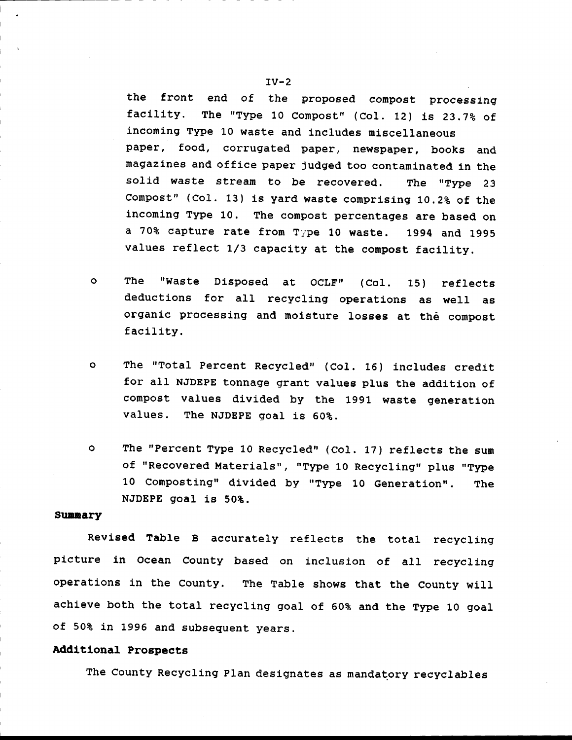the front end of the proposed compost processing facility. The "Type 10 Compost" (Col. 12) is 23.7% of incoming Type 10 waste and includes miscellaneous paper, food, corrugated paper, newspaper, books and magazines and office paper judged too contaminated in the solid waste stream to be recovered. The "Type 23 Compost" (Col. 13) is yard waste comprising 10.2% of the incoming Type 10. The compost percentages are based on a 70% capture rate from Type 10 waste. 1994 and 1995 values reflect 1/3 capacity at the compost facility.

- The "Waste Disposed at OCLF" (Col. 15) reflects deductions for all recycling operations as well as organic processing and moisture losses at the compost facility.

- The "Total Percent Recycled" (Col. 16) includes credit for all NJDEPE tonnage grant values plus the addition of compost values divided by the 1991 waste generation values. The NJDEPE goal is 60%.

- The "Percent Type 10 Recycled" (Col. 17) reflects the sum of "Recovered Materials", "Type 10 Recycling" plus "Type 10 Composting" divided by "Type 10 Generation". The NJDEPE goal is 50%.

**Summary**

Revised Table B accurately reflects the total recycling picture in Ocean County based on inclusion of all recycling operations in the County. The Table shows that the County will achieve both the total recycling goal of 60% and the Type 10 goal of 50% in 1996 and subsequent years.

**Additional Prospects**

The County Recycling Plan designates as mandatory recyclables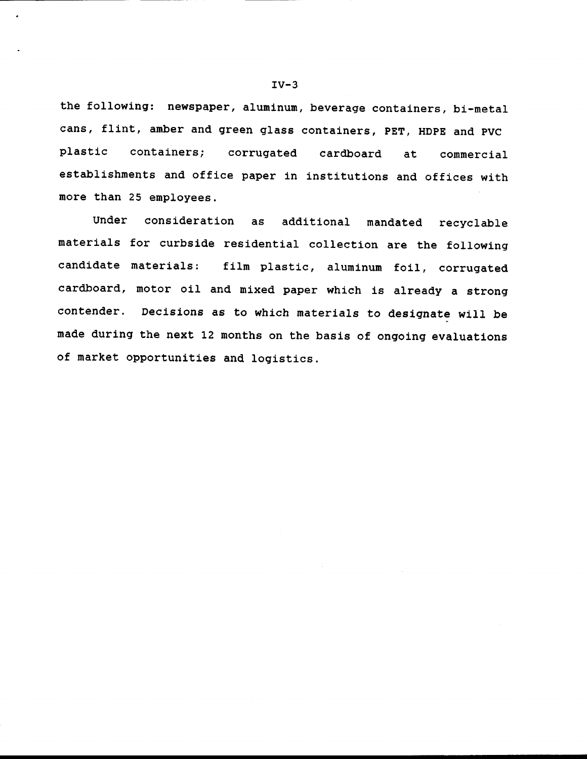the following: newspaper, aluminum, beverage containers, bi-metal cans, flint, amber and green glass containers, PET, HDPE and PVC plastic containers; corrugated cardboard at commercial establishments and office paper in institutions and offices with more than 25 employees.

Under consideration as additional mandated recyclable materials for curbside residential collection are the following candidate materials: film plastic, aluminum foil, corrugated cardboard, motor oil and mixed paper which is already a strong contender. Decisions as to which materials to designate will be made during the next 12 months on the basis of ongoing evaluations of market opportunities and logistics.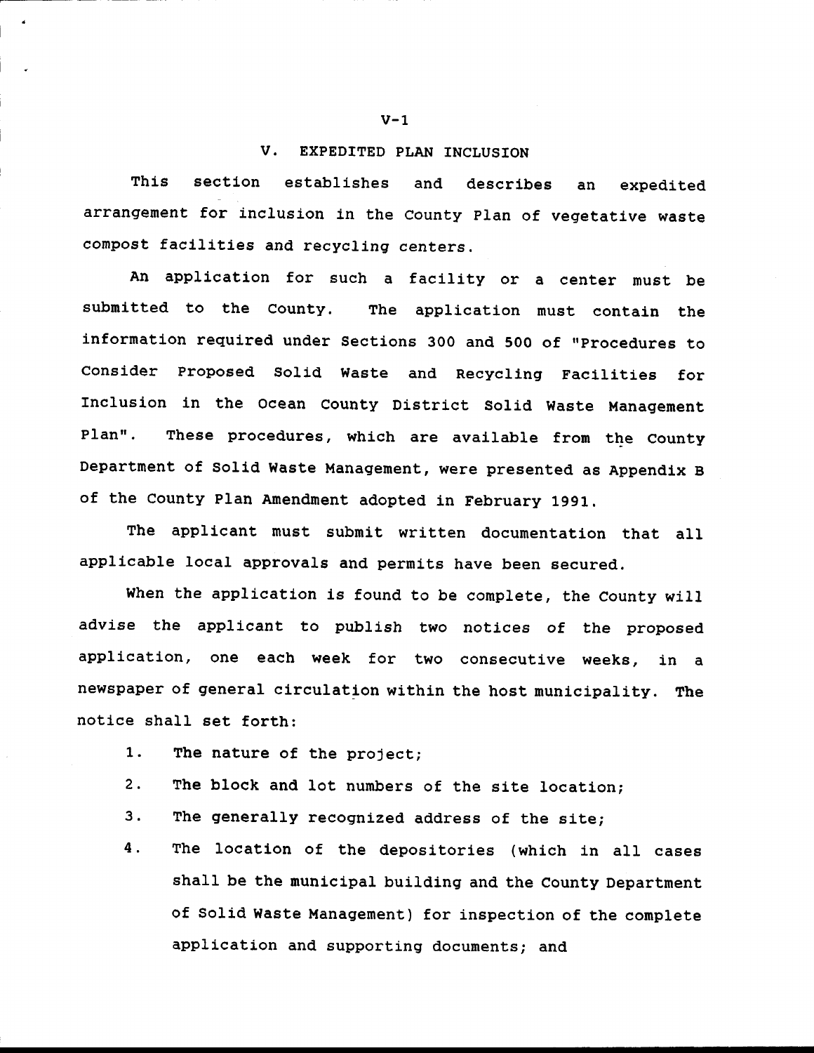## V. EXPEDITED PLAN INCLUSION

This section establishes and describes an expedited arrangement for inclusion in the County Plan of vegetative waste compost facilities and recycling centers.

An application for such a facility or a center must be submitted to the County. The application must contain the information required under Sections 300 and 500 of "Procedures to Consider Proposed Solid Waste and Recycling Facilities for Inclusion in the Ocean County District Solid Waste Management Plan". These procedures, which are available from the County Department of Solid Waste Management, were presented as Appendix B of the County Plan Amendment adopted in February 1991.

The applicant must submit written documentation that all applicable local approvals and permits have been secured.

When the application is found to be complete, the County will advise the applicant to publish two notices of the proposed application, one each week for two consecutive weeks, in a newspaper of general circulation within the host municipality. The notice shall set forth:

1. The nature of the project;
2. The block and lot numbers of the site location;
3. The generally recognized address of the site;
4. The location of the depositories (which in all cases shall be the municipal building and the County Department of Solid Waste Management) for inspection of the complete application and supporting documents; and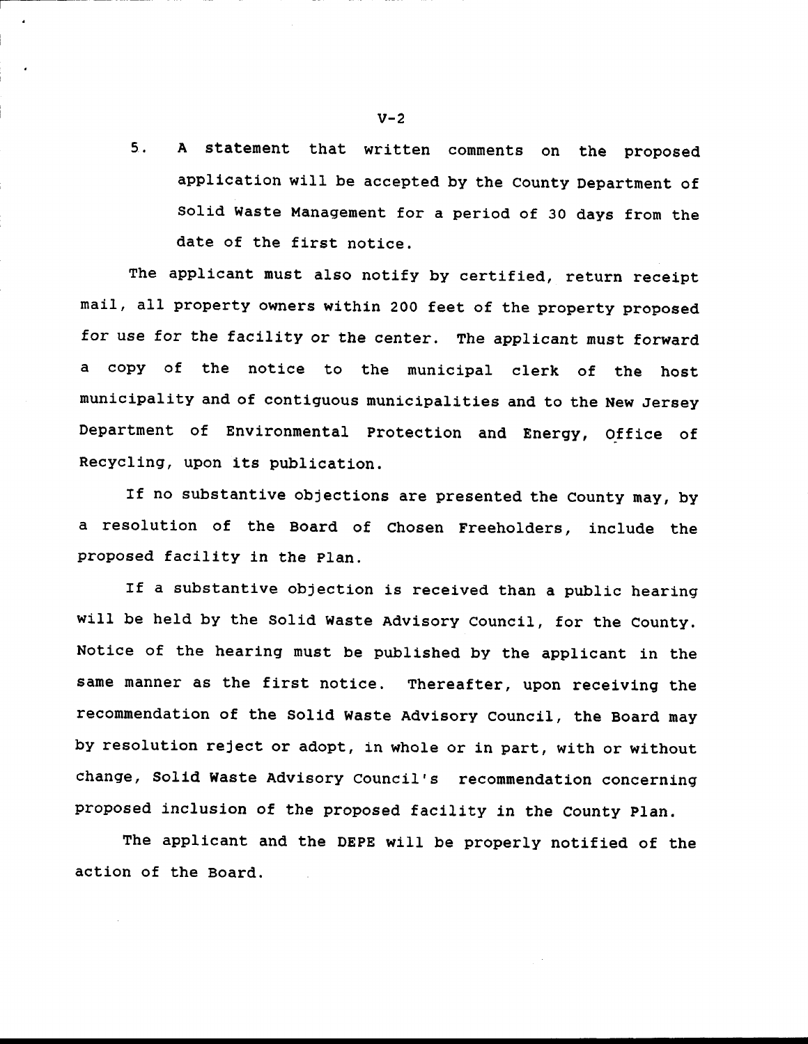5. A statement that written comments on the proposed application will be accepted by the County Department of Solid Waste Management for a period of 30 days from the date of the first notice.

The applicant must also notify by certified, return receipt mail, all property owners within 200 feet of the property proposed for use for the facility or the center. The applicant must forward a copy of the notice to the municipal clerk of the host municipality and of contiguous municipalities and to the New Jersey Department of Environmental Protection and Energy, Office of Recycling, upon its publication.

If no substantive objections are presented the County may, by a resolution of the Board of Chosen Freeholders, include the proposed facility in the Plan.

If a substantive objection is received than a public hearing will be held by the Solid Waste Advisory Council, for the County. Notice of the hearing must be published by the applicant in the same manner as the first notice. Thereafter, upon receiving the recommendation of the Solid Waste Advisory Council, the Board may by resolution reject or adopt, in whole or in part, with or without change, Solid Waste Advisory Council's recommendation concerning proposed inclusion of the proposed facility in the County Plan.

The applicant and the DEPE will be properly notified of the action of the Board.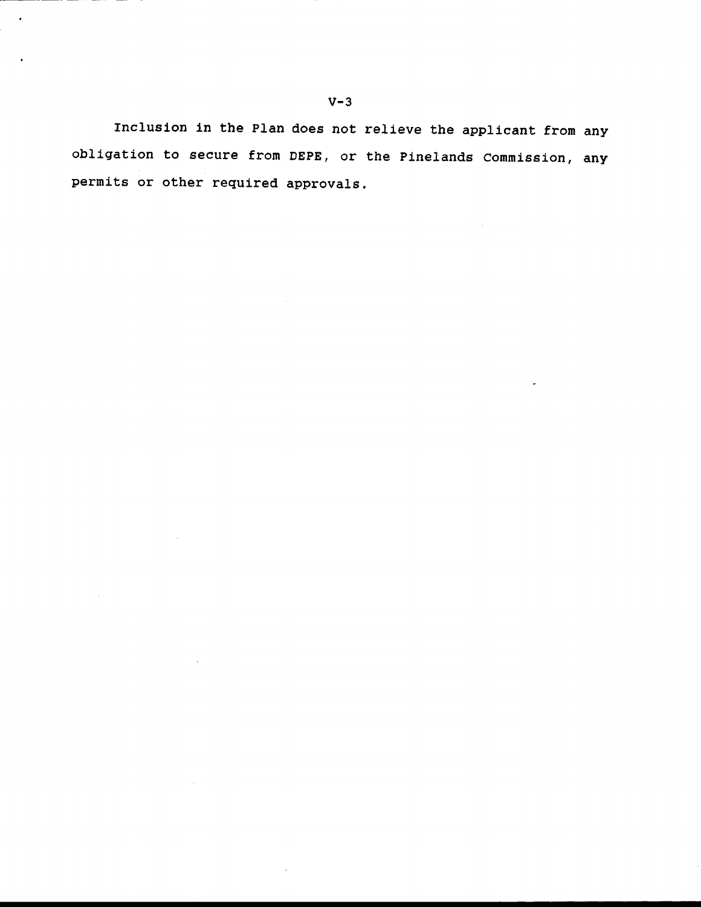Inclusion in the Plan does not relieve the applicant from any obligation to secure from DEPE, or the Pinelands Commission, any permits or other required approvals.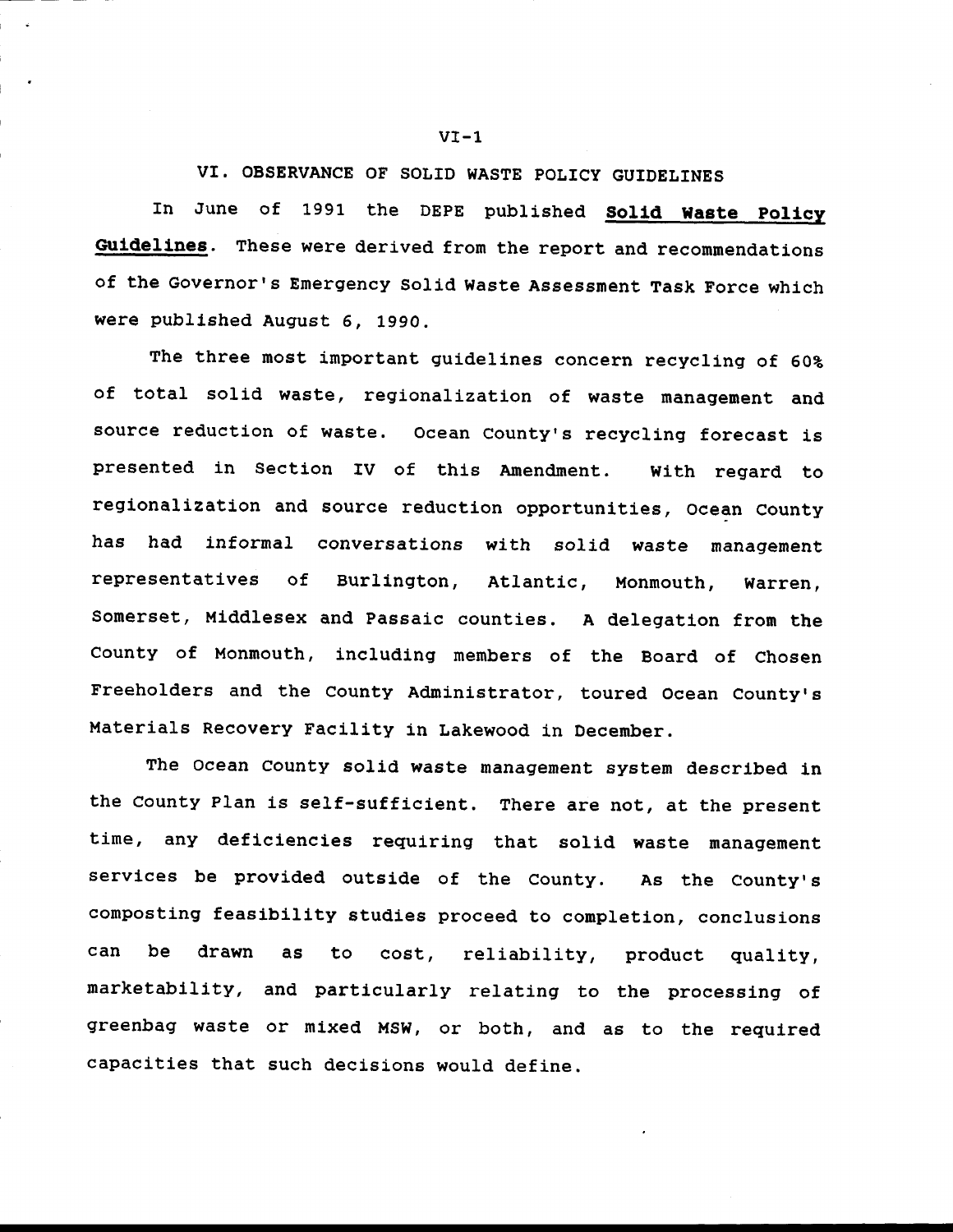## VI. OBSERVANCE OF SOLID WASTE POLICY GUIDELINES

In June of 1991 the DEPE published **Solid Waste Policy Guidelines**. These were derived from the report and recommendations of the Governor's Emergency Solid Waste Assessment Task Force which were published August 6, 1990.

The three most important guidelines concern recycling of 60% of total solid waste, regionalization of waste management and source reduction of waste. Ocean County's recycling forecast is presented in Section IV of this Amendment. With regard to regionalization and source reduction opportunities, Ocean County has had informal conversations with solid waste management representatives of Burlington, Atlantic, Monmouth, Warren, Somerset, Middlesex and Passaic counties. A delegation from the County of Monmouth, including members of the Board of Chosen Freeholders and the County Administrator, toured Ocean County's Materials Recovery Facility in Lakewood in December.

The Ocean County solid waste management system described in the County Plan is self-sufficient. There are not, at the present time, any deficiencies requiring that solid waste management services be provided outside of the County. As the County's composting feasibility studies proceed to completion, conclusions can be drawn as to cost, reliability, product quality, marketability, and particularly relating to the processing of greenbag waste or mixed MSW, or both, and as to the required capacities that such decisions would define.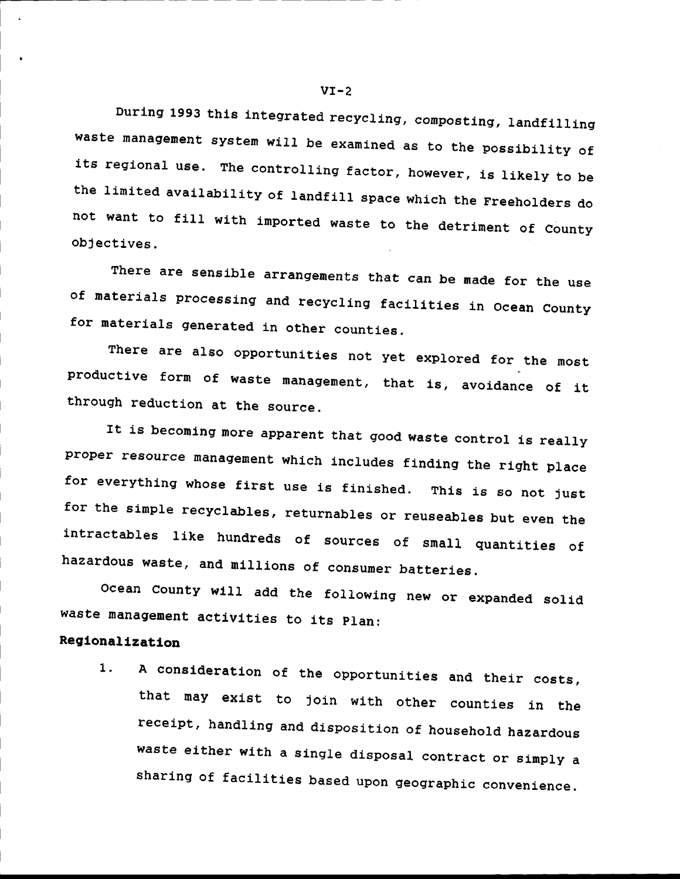During 1993 this integrated recycling, composting, landfilling waste management system will be examined as to the possibility of its regional use. The controlling factor, however, is likely to be the limited availability of landfill space which the Freeholders do not want to fill with imported waste to the detriment of County objectives.

There are sensible arrangements that can be made for the use of materials processing and recycling facilities in Ocean County for materials generated in other counties.

There are also opportunities not yet explored for the most productive form of waste management, that is, avoidance of it through reduction at the source.

It is becoming more apparent that good waste control is really proper resource management which includes finding the right place for everything whose first use is finished. This is so not just for the simple recyclables, returnables or reuseables but even the intractables like hundreds of sources of small quantities of hazardous waste, and millions of consumer batteries.

Ocean County will add the following new or expanded solid waste management activities to its Plan:

**Regionalization**

1. A consideration of the opportunities and their costs, that may exist to join with other counties in the receipt, handling and disposition of household hazardous waste either with a single disposal contract or simply a sharing of facilities based upon geographic convenience.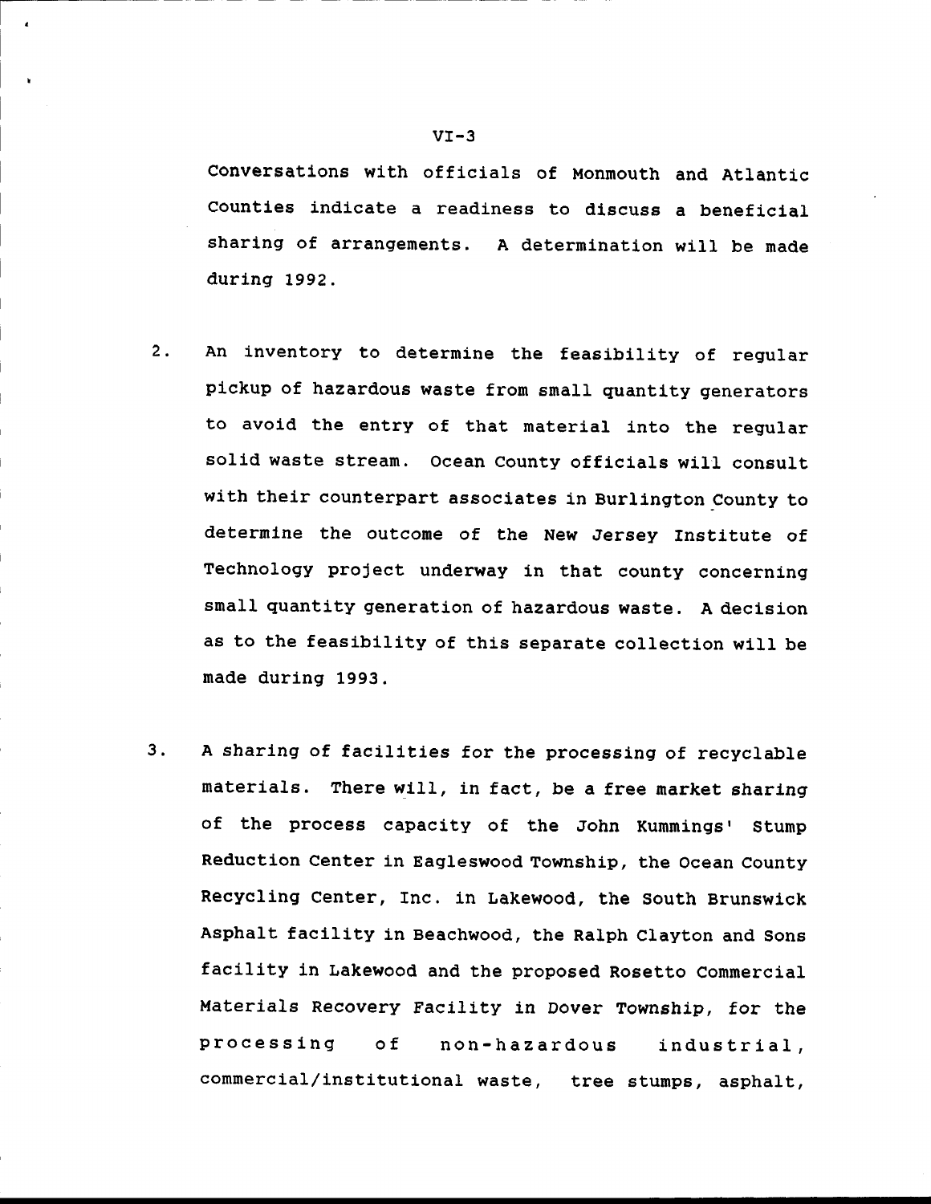Conversations with officials of Monmouth and Atlantic Counties indicate a readiness to discuss a beneficial sharing of arrangements. A determination will be made during 1992.

2. An inventory to determine the feasibility of regular pickup of hazardous waste from small quantity generators to avoid the entry of that material into the regular solid waste stream. Ocean County officials will consult with their counterpart associates in Burlington County to determine the outcome of the New Jersey Institute of Technology project underway in that county concerning small quantity generation of hazardous waste. A decision as to the feasibility of this separate collection will be made during 1993.

3. A sharing of facilities for the processing of recyclable materials. There will, in fact, be a free market sharing of the process capacity of the John Kummings' Stump Reduction Center in Eagleswood Township, the Ocean County Recycling Center, Inc. in Lakewood, the South Brunswick Asphalt facility in Beachwood, the Ralph Clayton and Sons facility in Lakewood and the proposed Rosetto Commercial Materials Recovery Facility in Dover Township, for the processing of non-hazardous industrial, commercial/institutional waste, tree stumps, asphalt,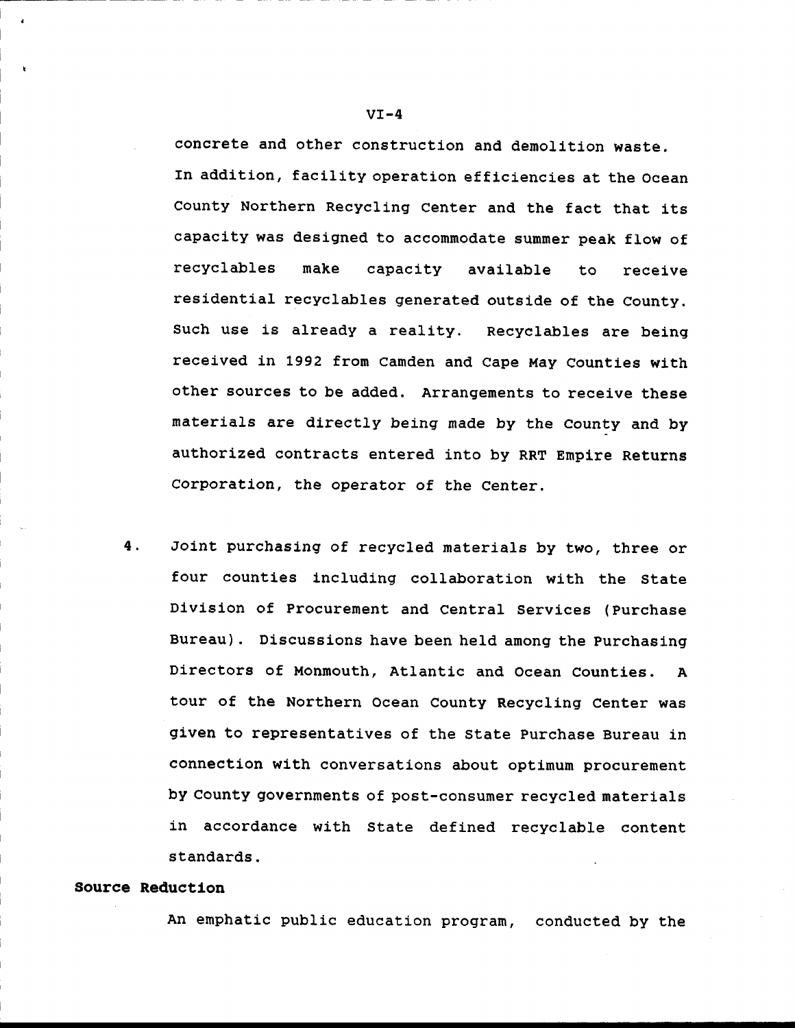concrete and other construction and demolition waste. In addition, facility operation efficiencies at the Ocean County Northern Recycling Center and the fact that its capacity was designed to accommodate summer peak flow of recyclables make capacity available to receive residential recyclables generated outside of the County. Such use is already a reality. Recyclables are being received in 1992 from Camden and Cape May Counties with other sources to be added. Arrangements to receive these materials are directly being made by the County and by authorized contracts entered into by RRT Empire Returns Corporation, the operator of the Center.

4. Joint purchasing of recycled materials by two, three or four counties including collaboration with the State Division of Procurement and Central Services (Purchase Bureau). Discussions have been held among the Purchasing Directors of Monmouth, Atlantic and Ocean Counties. A tour of the Northern Ocean County Recycling Center was given to representatives of the State Purchase Bureau in connection with conversations about optimum procurement by County governments of post-consumer recycled materials in accordance with State defined recyclable content standards.

**Source Reduction**

An emphatic public education program, conducted by the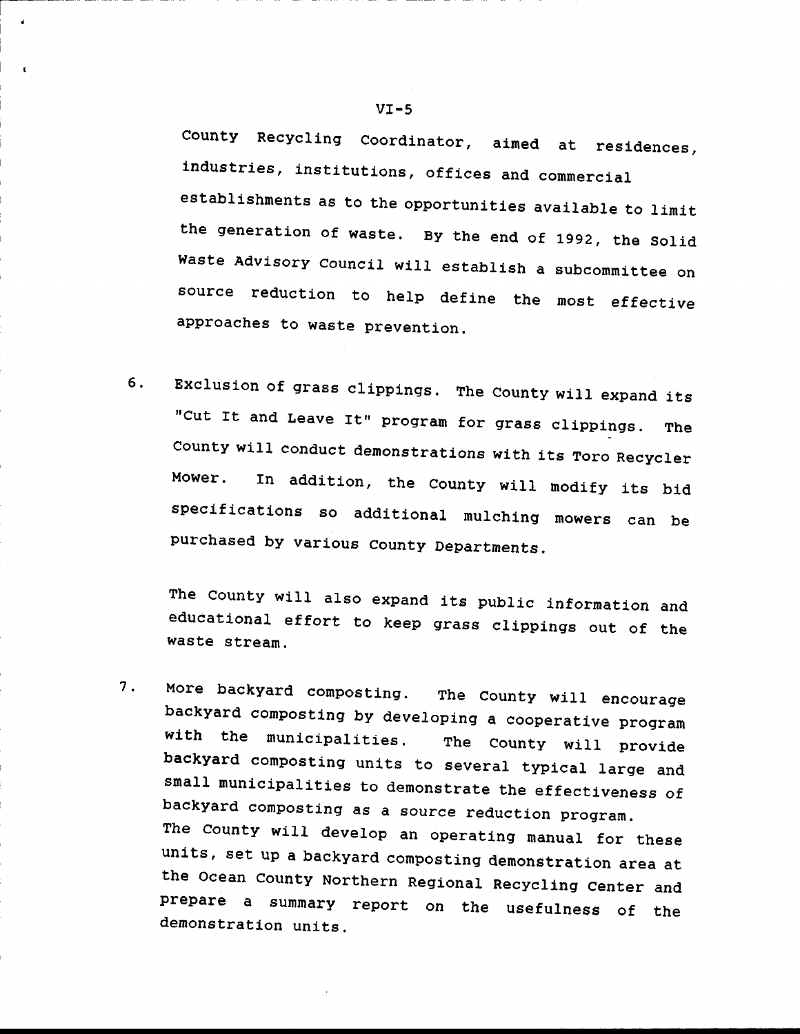County Recycling Coordinator, aimed at residences, industries, institutions, offices and commercial establishments as to the opportunities available to limit the generation of waste. By the end of 1992, the Solid Waste Advisory Council will establish a subcommittee on source reduction to help define the most effective approaches to waste prevention.

6. Exclusion of grass clippings. The County will expand its "Cut It and Leave It" program for grass clippings. The County will conduct demonstrations with its Toro Recycler Mower. In addition, the County will modify its bid specifications so additional mulching mowers can be purchased by various County Departments.

   The County will also expand its public information and educational effort to keep grass clippings out of the waste stream.

7. More backyard composting. The County will encourage backyard composting by developing a cooperative program with the municipalities. The County will provide backyard composting units to several typical large and small municipalities to demonstrate the effectiveness of backyard composting as a source reduction program.
   The County will develop an operating manual for these units, set up a backyard composting demonstration area at the Ocean County Northern Regional Recycling Center and prepare a summary report on the usefulness of the demonstration units.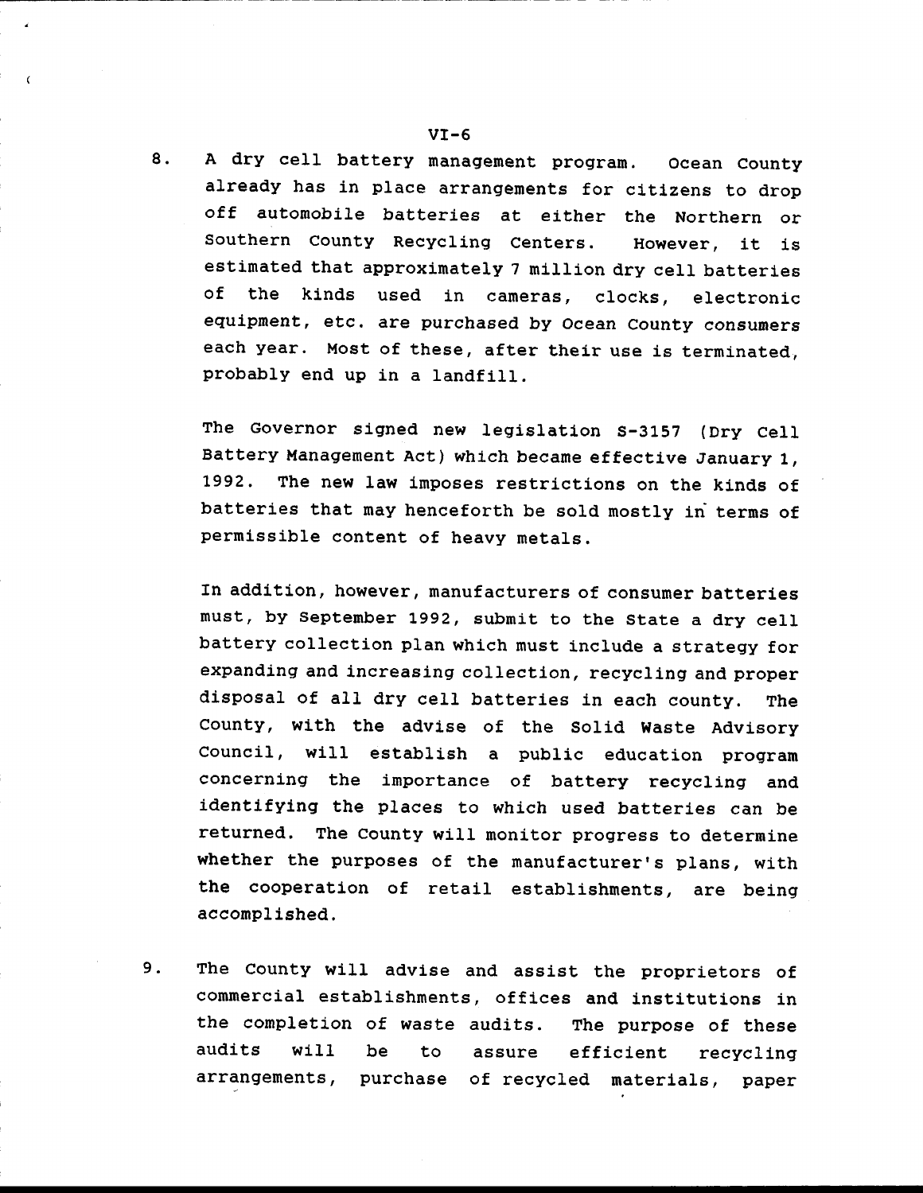8. A dry cell battery management program. Ocean County already has in place arrangements for citizens to drop off automobile batteries at either the Northern or Southern County Recycling Centers. However, it is estimated that approximately 7 million dry cell batteries of the kinds used in cameras, clocks, electronic equipment, etc. are purchased by Ocean County consumers each year. Most of these, after their use is terminated, probably end up in a landfill.

   The Governor signed new legislation S-3157 (Dry Cell Battery Management Act) which became effective January 1, 1992. The new law imposes restrictions on the kinds of batteries that may henceforth be sold mostly in terms of permissible content of heavy metals.

   In addition, however, manufacturers of consumer batteries must, by September 1992, submit to the State a dry cell battery collection plan which must include a strategy for expanding and increasing collection, recycling and proper disposal of all dry cell batteries in each county. The County, with the advise of the Solid Waste Advisory Council, will establish a public education program concerning the importance of battery recycling and identifying the places to which used batteries can be returned. The County will monitor progress to determine whether the purposes of the manufacturer's plans, with the cooperation of retail establishments, are being accomplished.

9. The County will advise and assist the proprietors of commercial establishments, offices and institutions in the completion of waste audits. The purpose of these audits will be to assure efficient recycling arrangements, purchase of recycled materials, paper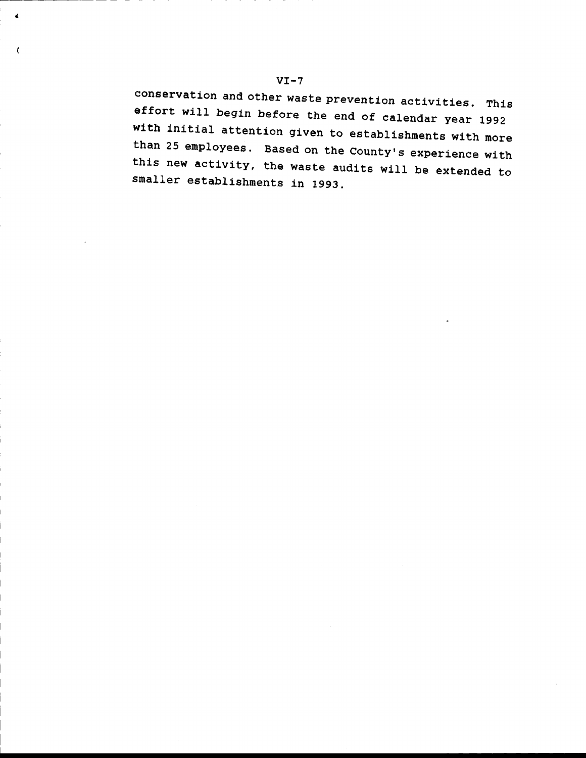conservation and other waste prevention activities. This effort will begin before the end of calendar year 1992 with initial attention given to establishments with more than 25 employees. Based on the County's experience with this new activity, the waste audits will be extended to smaller establishments in 1993.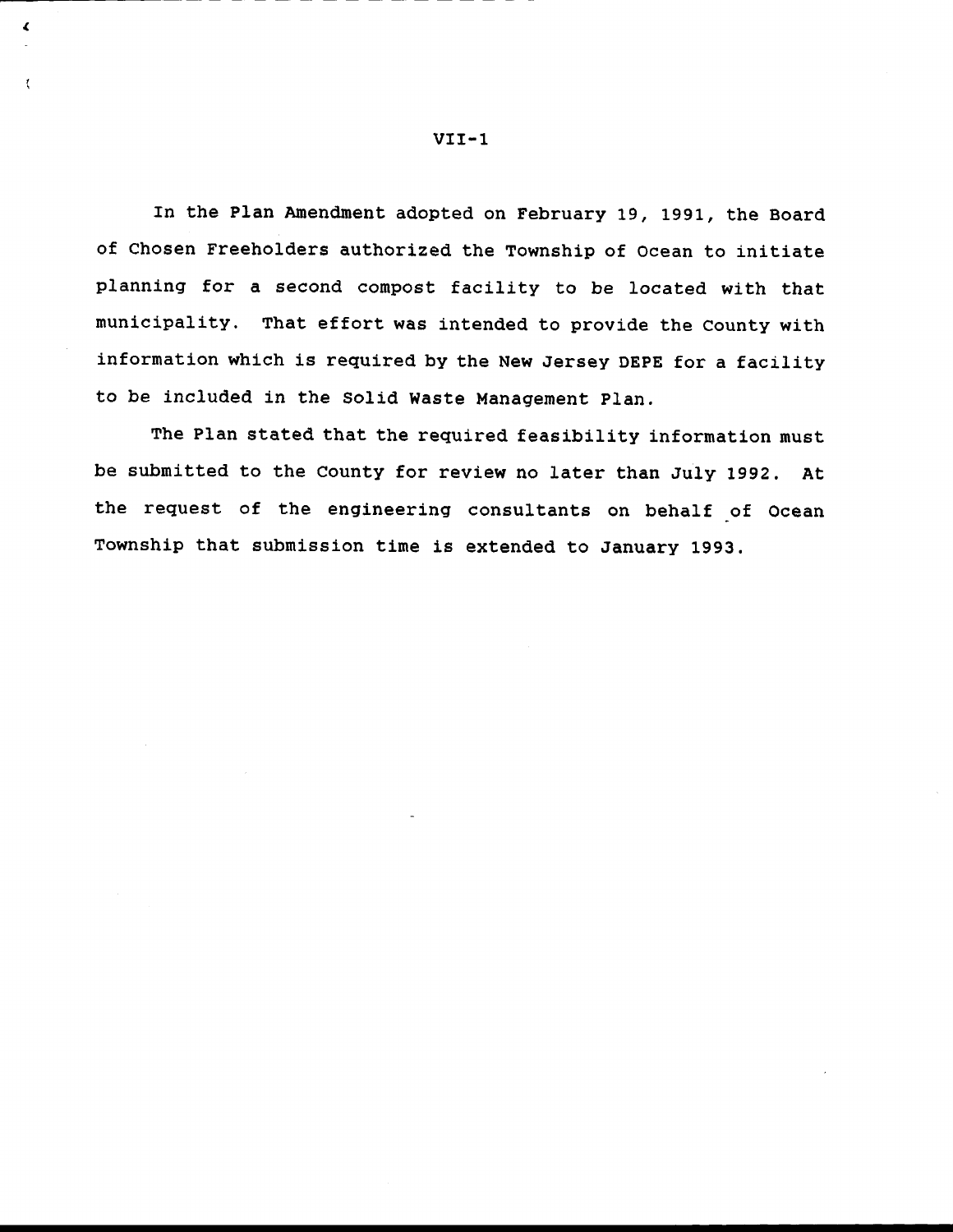In the Plan Amendment adopted on February 19, 1991, the Board of Chosen Freeholders authorized the Township of Ocean to initiate planning for a second compost facility to be located with that municipality. That effort was intended to provide the County with information which is required by the New Jersey DEPE for a facility to be included in the Solid Waste Management Plan.

The Plan stated that the required feasibility information must be submitted to the County for review no later than July 1992. At the request of the engineering consultants on behalf of Ocean Township that submission time is extended to January 1993.